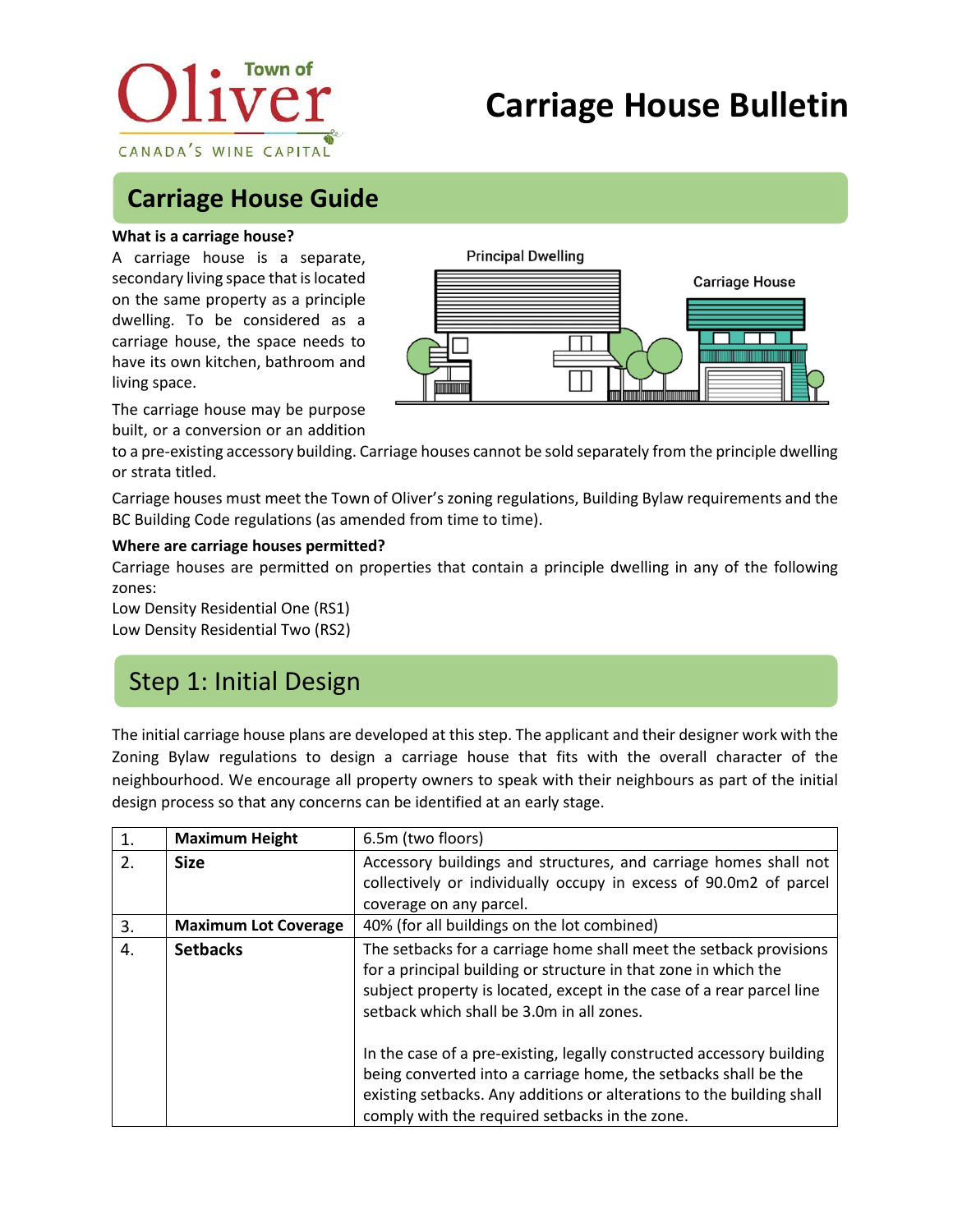# Carriage House Bulletin

## Carriage House Guide

**What is a carriage house?**

A carriage house is a separate, secondary living space that is located on the same property as a principle dwelling. To be considered as a carriage house, the space needs to have its own kitchen, bathroom and living space.

The carriage house may be purpose built, or a conversion or an addition to a pre-existing accessory building. Carriage houses cannot be sold separately from the principle dwelling or strata titled.

Carriage houses must meet the Town of Oliver's zoning regulations, Building Bylaw requirements and the BC Building Code regulations (as amended from time to time).

**Where are carriage houses permitted?**

Carriage houses are permitted on properties that contain a principle dwelling in any of the following zones:
Low Density Residential One (RS1)
Low Density Residential Two (RS2)

## Step 1: Initial Design

The initial carriage house plans are developed at this step. The applicant and their designer work with the Zoning Bylaw regulations to design a carriage house that fits with the overall character of the neighbourhood. We encourage all property owners to speak with their neighbours as part of the initial design process so that any concerns can be identified at an early stage.

| | | |
|---|---|---|
| 1. | **Maximum Height** | 6.5m (two floors) |
| 2. | **Size** | Accessory buildings and structures, and carriage homes shall not collectively or individually occupy in excess of 90.0m2 of parcel coverage on any parcel. |
| 3. | **Maximum Lot Coverage** | 40% (for all buildings on the lot combined) |
| 4. | **Setbacks** | The setbacks for a carriage home shall meet the setback provisions for a principal building or structure in that zone in which the subject property is located, except in the case of a rear parcel line setback which shall be 3.0m in all zones.<br><br>In the case of a pre-existing, legally constructed accessory building being converted into a carriage home, the setbacks shall be the existing setbacks. Any additions or alterations to the building shall comply with the required setbacks in the zone. |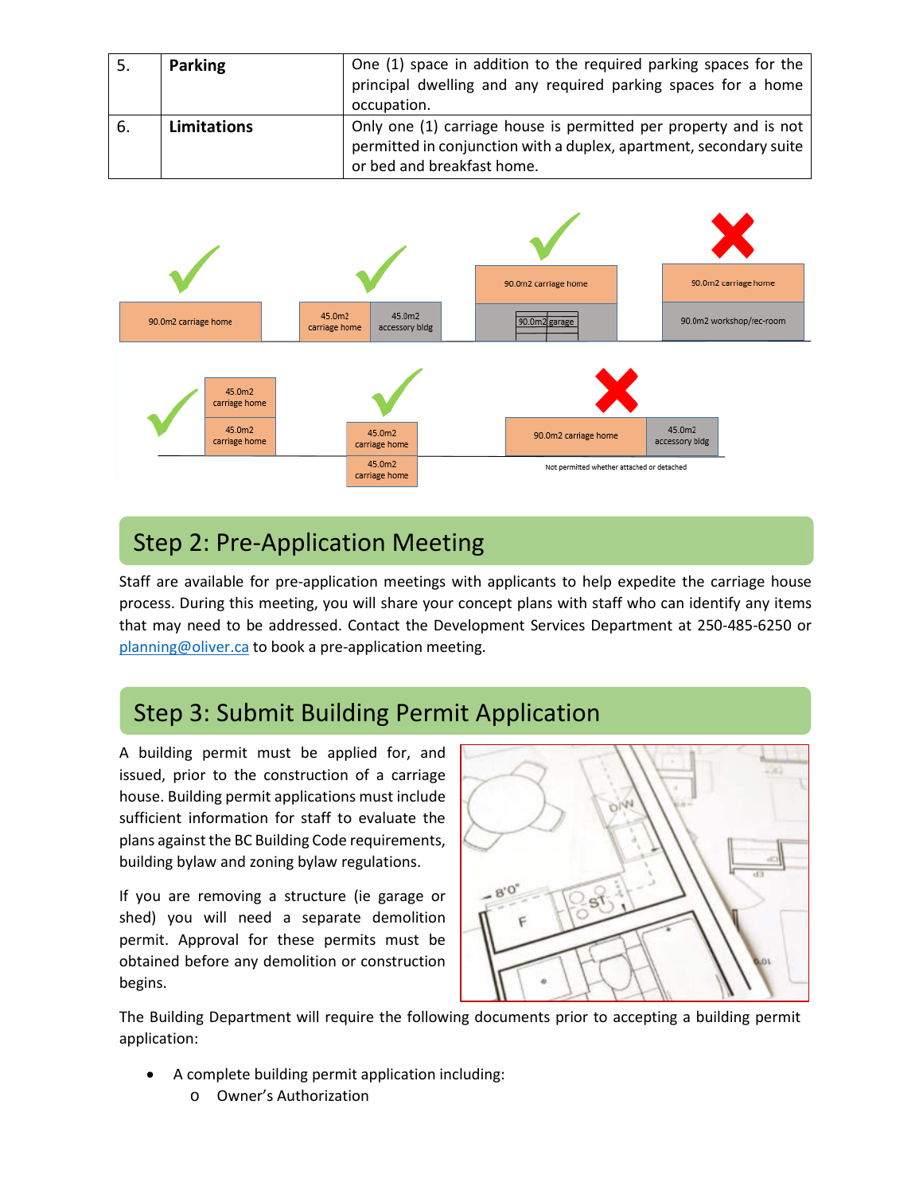| 5. | **Parking** | One (1) space in addition to the required parking spaces for the principal dwelling and any required parking spaces for a home occupation. |
|---|---|---|
| 6. | **Limitations** | Only one (1) carriage house is permitted per property and is not permitted in conjunction with a duplex, apartment, secondary suite or bed and breakfast home. |

## Step 2: Pre-Application Meeting

Staff are available for pre-application meetings with applicants to help expedite the carriage house process. During this meeting, you will share your concept plans with staff who can identify any items that may need to be addressed. Contact the Development Services Department at 250-485-6250 or planning@oliver.ca to book a pre-application meeting.

## Step 3: Submit Building Permit Application

A building permit must be applied for, and issued, prior to the construction of a carriage house. Building permit applications must include sufficient information for staff to evaluate the plans against the BC Building Code requirements, building bylaw and zoning bylaw regulations.

If you are removing a structure (ie garage or shed) you will need a separate demolition permit. Approval for these permits must be obtained before any demolition or construction begins.

The Building Department will require the following documents prior to accepting a building permit application:

- A complete building permit application including:
  - Owner's Authorization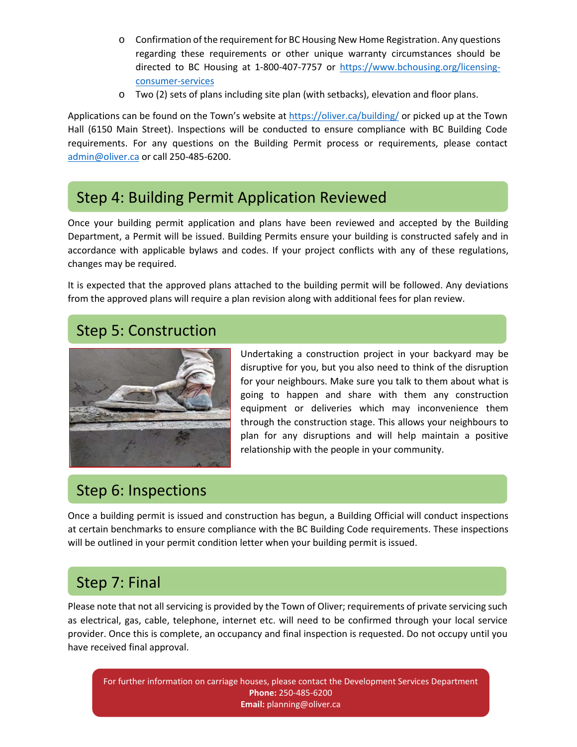- Confirmation of the requirement for BC Housing New Home Registration. Any questions regarding these requirements or other unique warranty circumstances should be directed to BC Housing at 1-800-407-7757 or https://www.bchousing.org/licensing-consumer-services
- Two (2) sets of plans including site plan (with setbacks), elevation and floor plans.

Applications can be found on the Town's website at https://oliver.ca/building/ or picked up at the Town Hall (6150 Main Street). Inspections will be conducted to ensure compliance with BC Building Code requirements. For any questions on the Building Permit process or requirements, please contact admin@oliver.ca or call 250-485-6200.

## Step 4: Building Permit Application Reviewed

Once your building permit application and plans have been reviewed and accepted by the Building Department, a Permit will be issued. Building Permits ensure your building is constructed safely and in accordance with applicable bylaws and codes. If your project conflicts with any of these regulations, changes may be required.

It is expected that the approved plans attached to the building permit will be followed. Any deviations from the approved plans will require a plan revision along with additional fees for plan review.

## Step 5: Construction

Undertaking a construction project in your backyard may be disruptive for you, but you also need to think of the disruption for your neighbours. Make sure you talk to them about what is going to happen and share with them any construction equipment or deliveries which may inconvenience them through the construction stage. This allows your neighbours to plan for any disruptions and will help maintain a positive relationship with the people in your community.

## Step 6: Inspections

Once a building permit is issued and construction has begun, a Building Official will conduct inspections at certain benchmarks to ensure compliance with the BC Building Code requirements. These inspections will be outlined in your permit condition letter when your building permit is issued.

## Step 7: Final

Please note that not all servicing is provided by the Town of Oliver; requirements of private servicing such as electrical, gas, cable, telephone, internet etc. will need to be confirmed through your local service provider. Once this is complete, an occupancy and final inspection is requested. Do not occupy until you have received final approval.

For further information on carriage houses, please contact the Development Services Department
**Phone:** 250-485-6200
**Email:** planning@oliver.ca